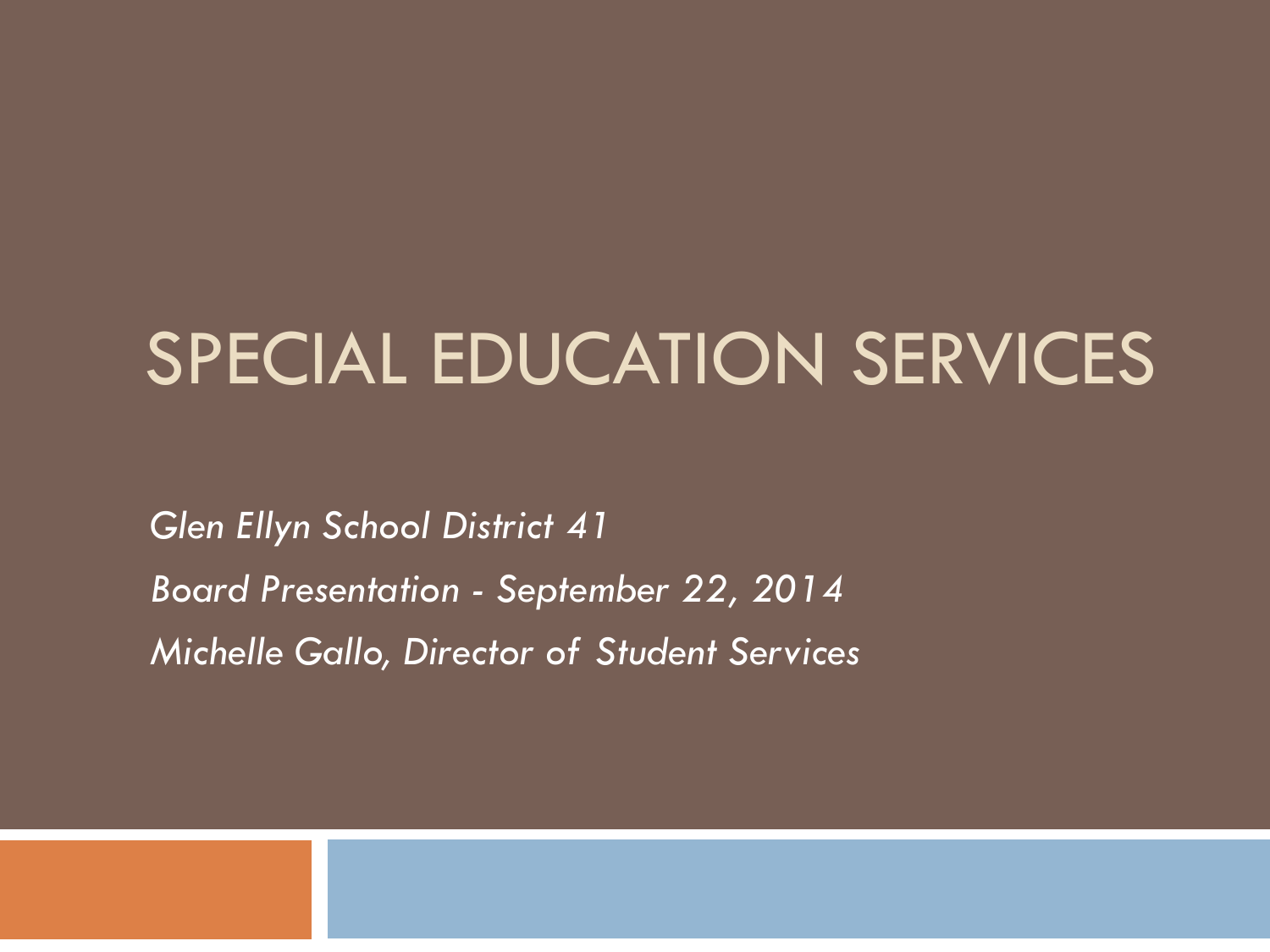# SPECIAL EDUCATION SERVICES

*Glen Ellyn School District 41*

*Board Presentation - September 22, 2014*

*Michelle Gallo, Director of Student Services*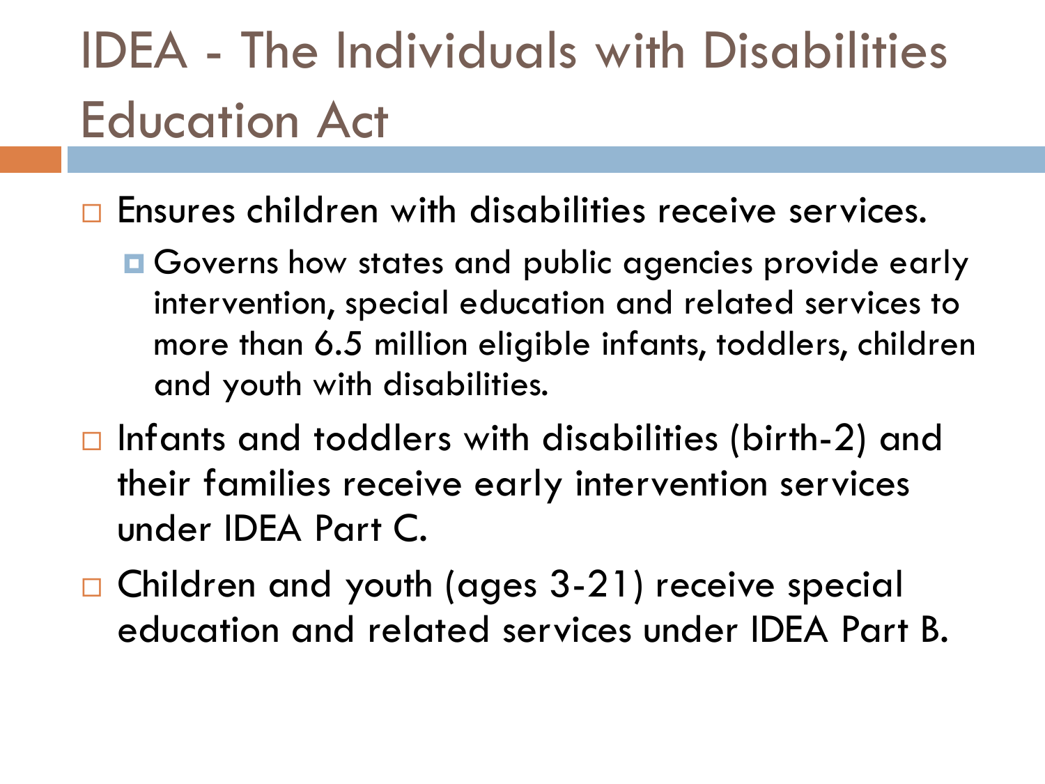# IDEA - The Individuals with Disabilities Education Act

- Ensures children with disabilities receive services.
  - Governs how states and public agencies provide early intervention, special education and related services to more than 6.5 million eligible infants, toddlers, children and youth with disabilities.
- Infants and toddlers with disabilities (birth-2) and their families receive early intervention services under IDEA Part C.
- Children and youth (ages 3-21) receive special education and related services under IDEA Part B.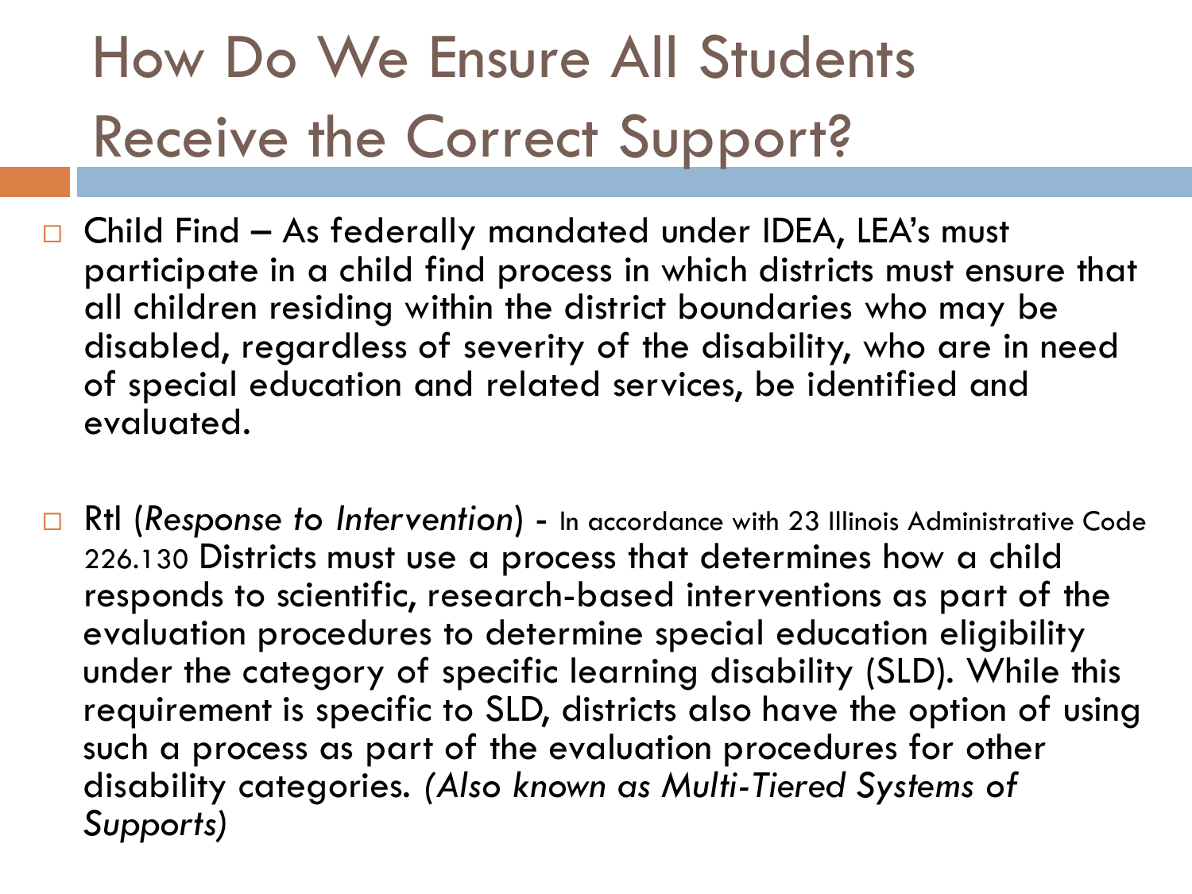# How Do We Ensure All Students Receive the Correct Support?

- Child Find – As federally mandated under IDEA, LEA's must participate in a child find process in which districts must ensure that all children residing within the district boundaries who may be disabled, regardless of severity of the disability, who are in need of special education and related services, be identified and evaluated.

- RtI (*Response to Intervention*) - In accordance with 23 Illinois Administrative Code 226.130 Districts must use a process that determines how a child responds to scientific, research-based interventions as part of the evaluation procedures to determine special education eligibility under the category of specific learning disability (SLD). While this requirement is specific to SLD, districts also have the option of using such a process as part of the evaluation procedures for other disability categories. *(Also known as Multi-Tiered Systems of Supports)*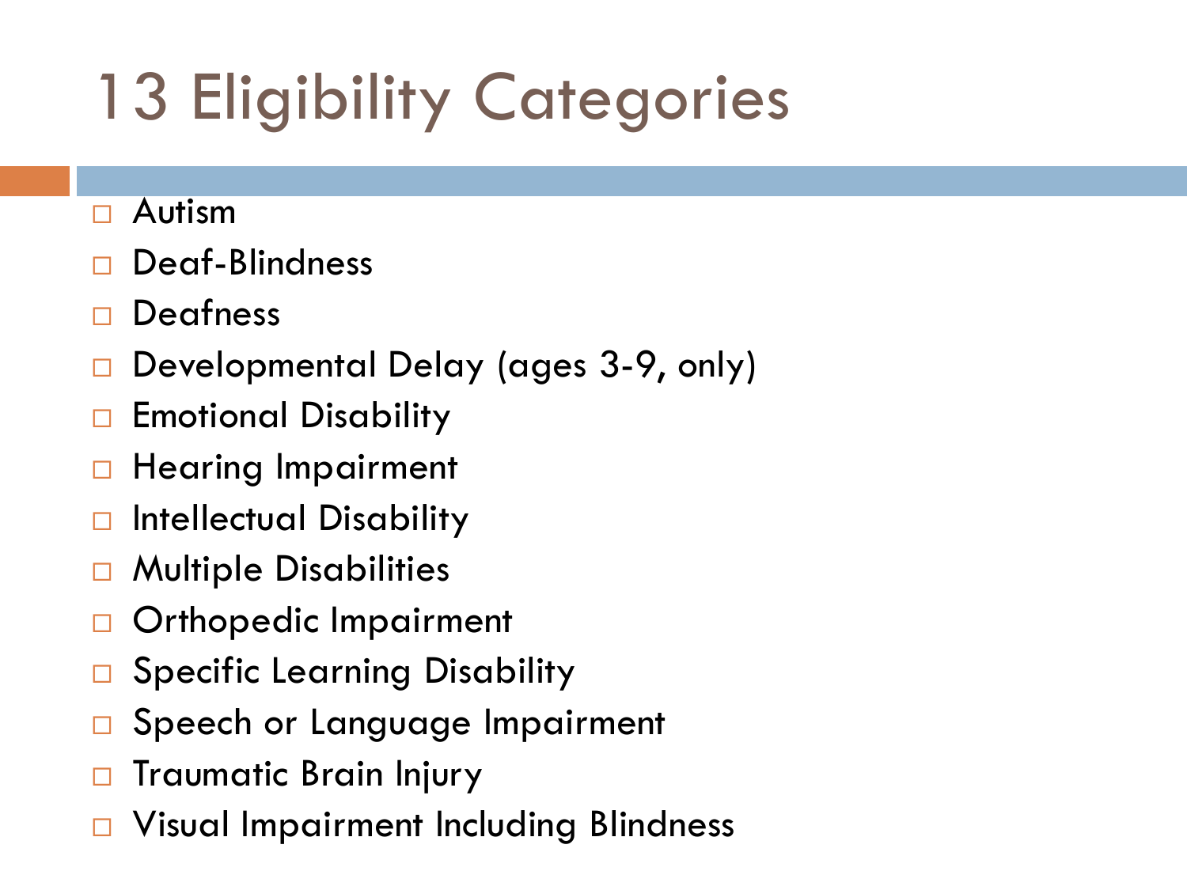# 13 Eligibility Categories

- Autism
- Deaf-Blindness
- Deafness
- Developmental Delay (ages 3-9, only)
- Emotional Disability
- Hearing Impairment
- Intellectual Disability
- Multiple Disabilities
- Orthopedic Impairment
- Specific Learning Disability
- Speech or Language Impairment
- Traumatic Brain Injury
- Visual Impairment Including Blindness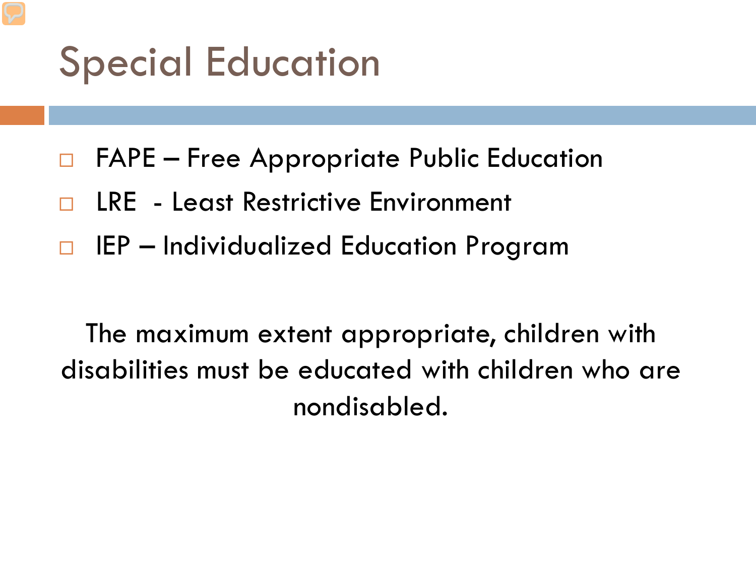# Special Education

- FAPE – Free Appropriate Public Education
- LRE - Least Restrictive Environment
- IEP – Individualized Education Program

The maximum extent appropriate, children with disabilities must be educated with children who are nondisabled.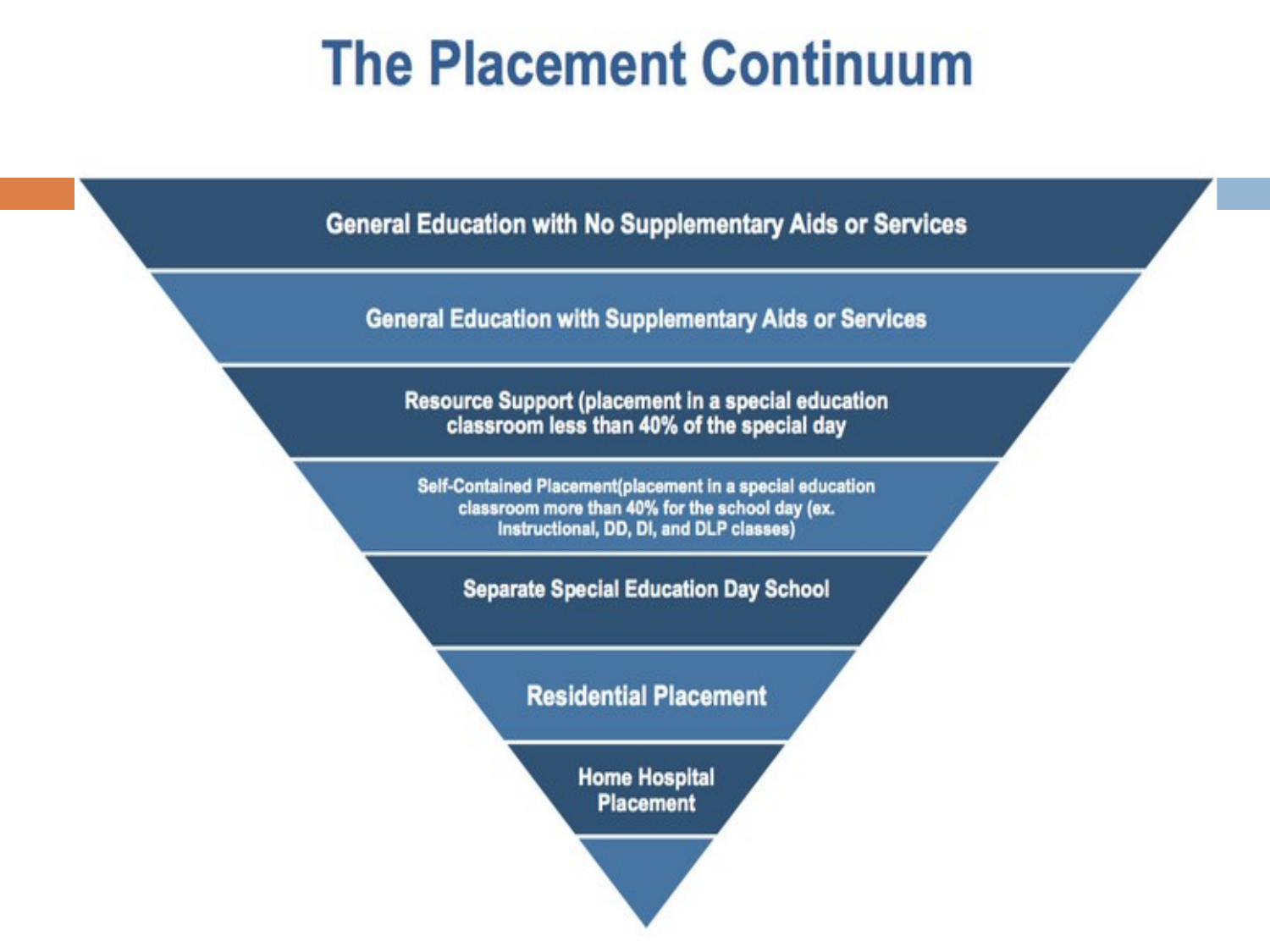# The Placement Continuum

- General Education with No Supplementary Aids or Services
- General Education with Supplementary Aids or Services
- Resource Support (placement in a special education classroom less than 40% of the special day
- Self-Contained Placement(placement in a special education classroom more than 40% for the school day (ex. Instructional, DD, DI, and DLP classes)
- Separate Special Education Day School
- Residential Placement
- Home Hospital Placement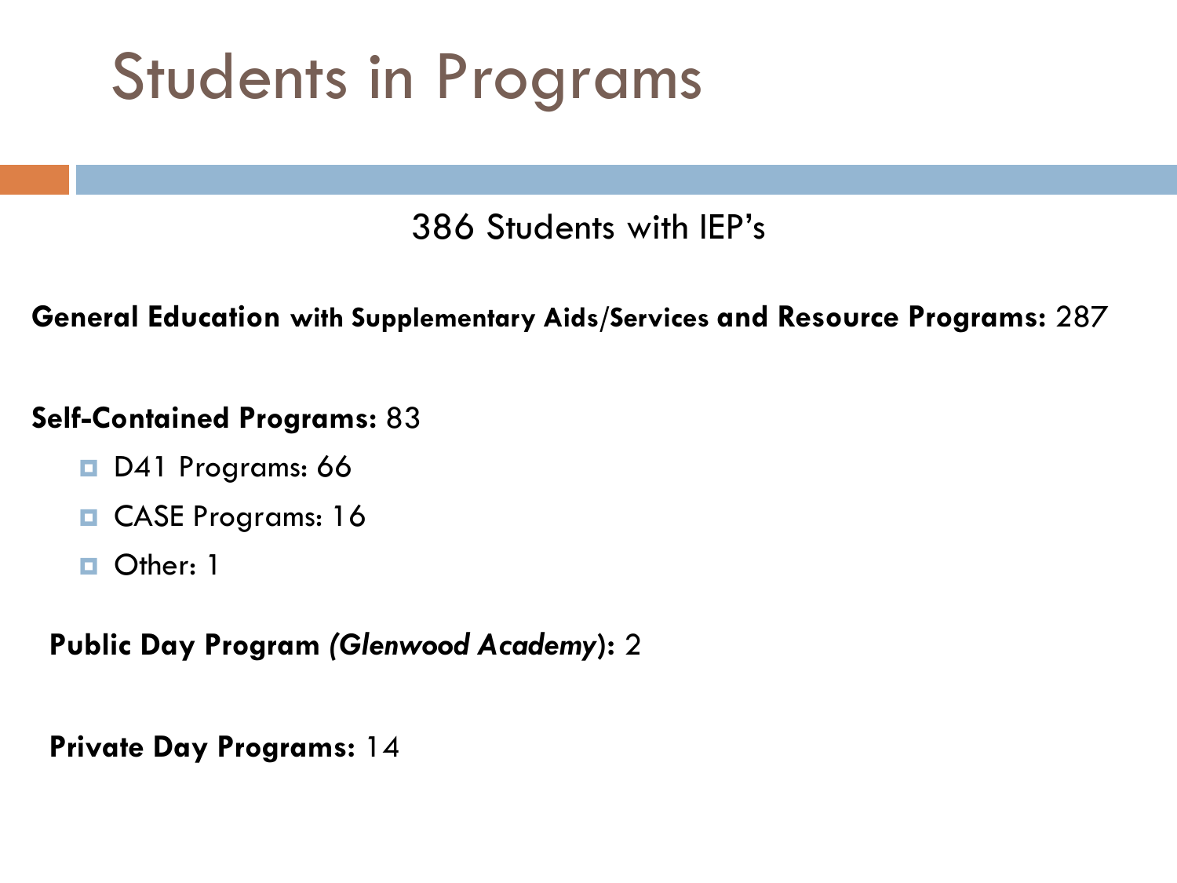# Students in Programs

386 Students with IEP's

**General Education with Supplementary Aids/Services and Resource Programs:** 287

**Self-Contained Programs:** 83

- D41 Programs: 66
- CASE Programs: 16
- Other: 1

**Public Day Program *(Glenwood Academy*):** 2

**Private Day Programs:** 14